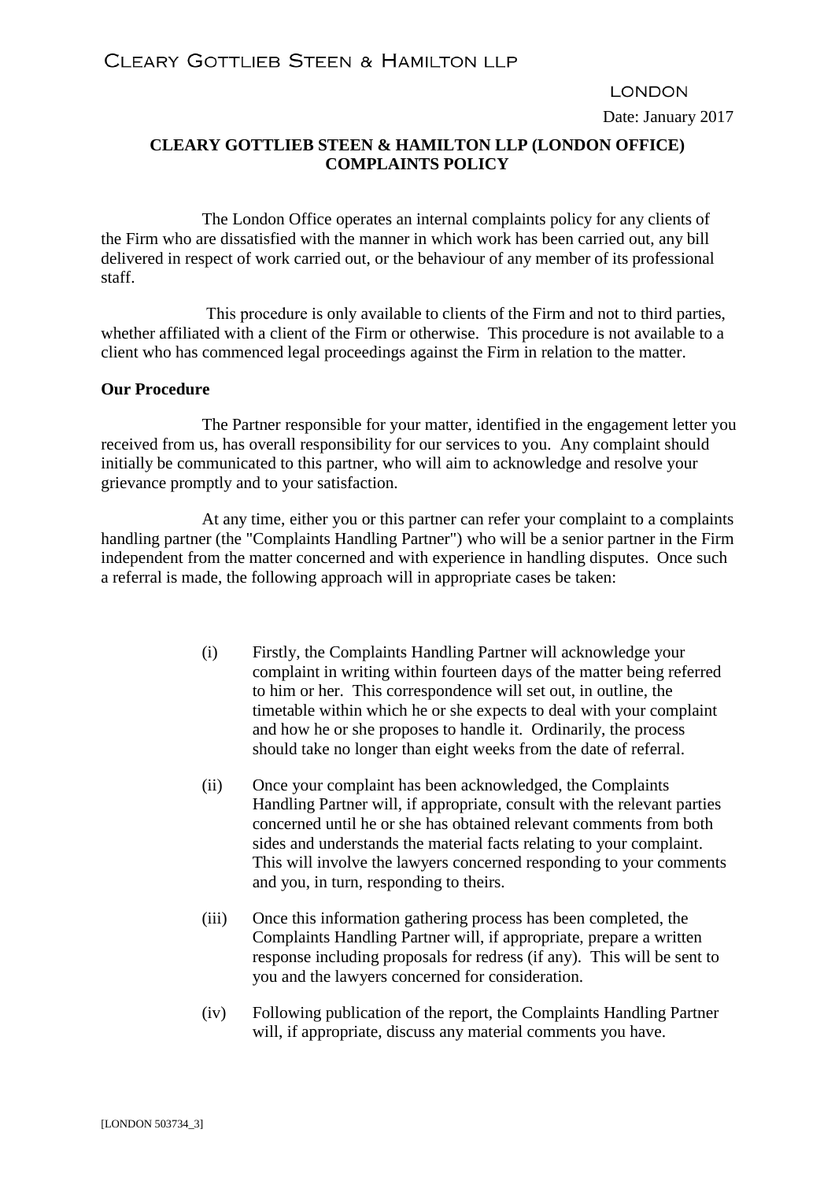CLEARY GOTTLIEB STEEN & HAMILTON LLP

LONDON

Date: January 2017

# CLEARY GOTTLIEB STEEN & HAMILTON LLP (LONDON OFFICE) COMPLAINTS POLICY

The London Office operates an internal complaints policy for any clients of the Firm who are dissatisfied with the manner in which work has been carried out, any bill delivered in respect of work carried out, or the behaviour of any member of its professional staff.

This procedure is only available to clients of the Firm and not to third parties, whether affiliated with a client of the Firm or otherwise. This procedure is not available to a client who has commenced legal proceedings against the Firm in relation to the matter.

**Our Procedure**

The Partner responsible for your matter, identified in the engagement letter you received from us, has overall responsibility for our services to you. Any complaint should initially be communicated to this partner, who will aim to acknowledge and resolve your grievance promptly and to your satisfaction.

At any time, either you or this partner can refer your complaint to a complaints handling partner (the "Complaints Handling Partner") who will be a senior partner in the Firm independent from the matter concerned and with experience in handling disputes. Once such a referral is made, the following approach will in appropriate cases be taken:

(i) Firstly, the Complaints Handling Partner will acknowledge your complaint in writing within fourteen days of the matter being referred to him or her. This correspondence will set out, in outline, the timetable within which he or she expects to deal with your complaint and how he or she proposes to handle it. Ordinarily, the process should take no longer than eight weeks from the date of referral.

(ii) Once your complaint has been acknowledged, the Complaints Handling Partner will, if appropriate, consult with the relevant parties concerned until he or she has obtained relevant comments from both sides and understands the material facts relating to your complaint. This will involve the lawyers concerned responding to your comments and you, in turn, responding to theirs.

(iii) Once this information gathering process has been completed, the Complaints Handling Partner will, if appropriate, prepare a written response including proposals for redress (if any). This will be sent to you and the lawyers concerned for consideration.

(iv) Following publication of the report, the Complaints Handling Partner will, if appropriate, discuss any material comments you have.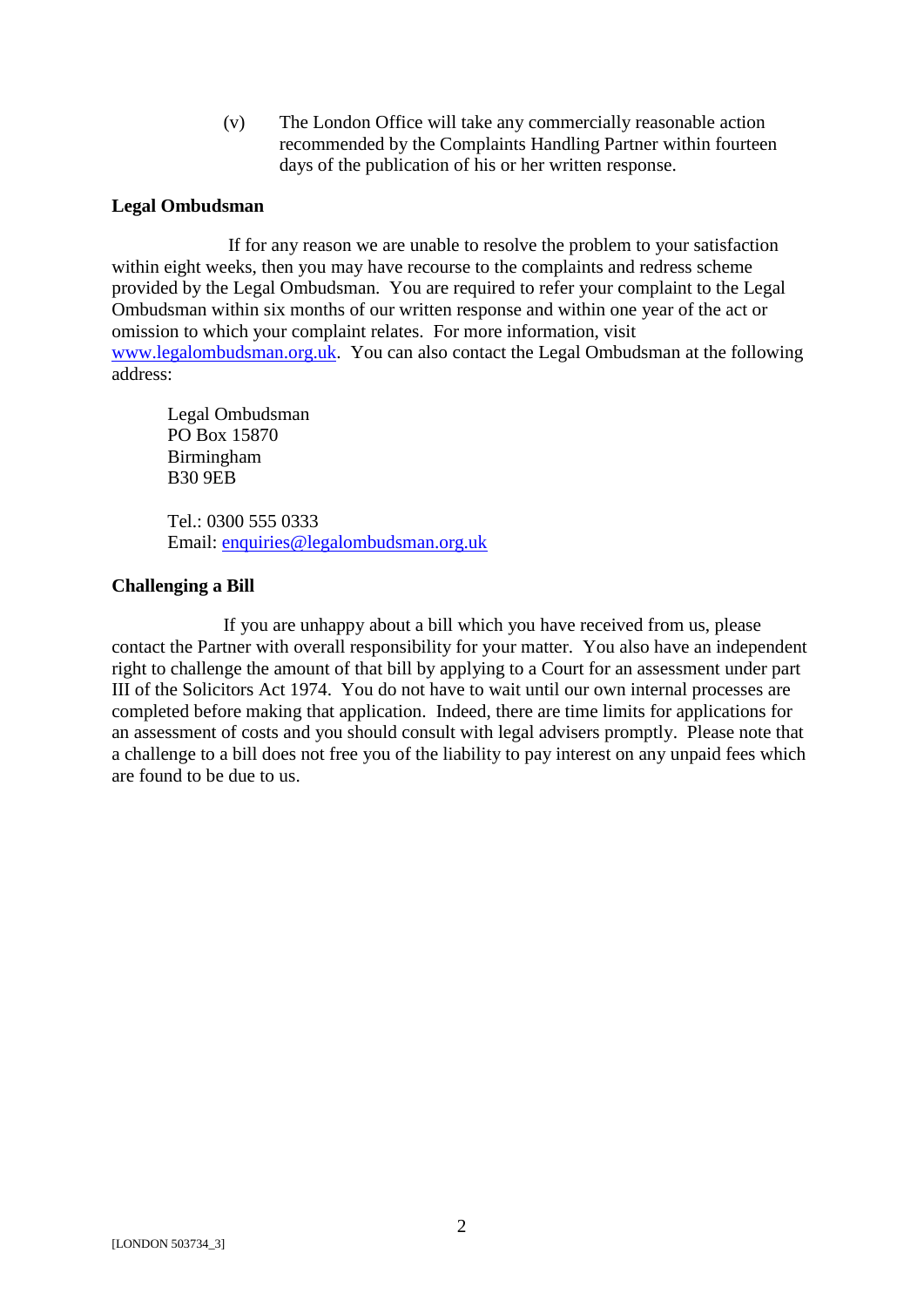(v) The London Office will take any commercially reasonable action recommended by the Complaints Handling Partner within fourteen days of the publication of his or her written response.

**Legal Ombudsman**

If for any reason we are unable to resolve the problem to your satisfaction within eight weeks, then you may have recourse to the complaints and redress scheme provided by the Legal Ombudsman. You are required to refer your complaint to the Legal Ombudsman within six months of our written response and within one year of the act or omission to which your complaint relates. For more information, visit www.legalombudsman.org.uk. You can also contact the Legal Ombudsman at the following address:

Legal Ombudsman
PO Box 15870
Birmingham
B30 9EB

Tel.: 0300 555 0333
Email: enquiries@legalombudsman.org.uk

**Challenging a Bill**

If you are unhappy about a bill which you have received from us, please contact the Partner with overall responsibility for your matter. You also have an independent right to challenge the amount of that bill by applying to a Court for an assessment under part III of the Solicitors Act 1974. You do not have to wait until our own internal processes are completed before making that application. Indeed, there are time limits for applications for an assessment of costs and you should consult with legal advisers promptly. Please note that a challenge to a bill does not free you of the liability to pay interest on any unpaid fees which are found to be due to us.